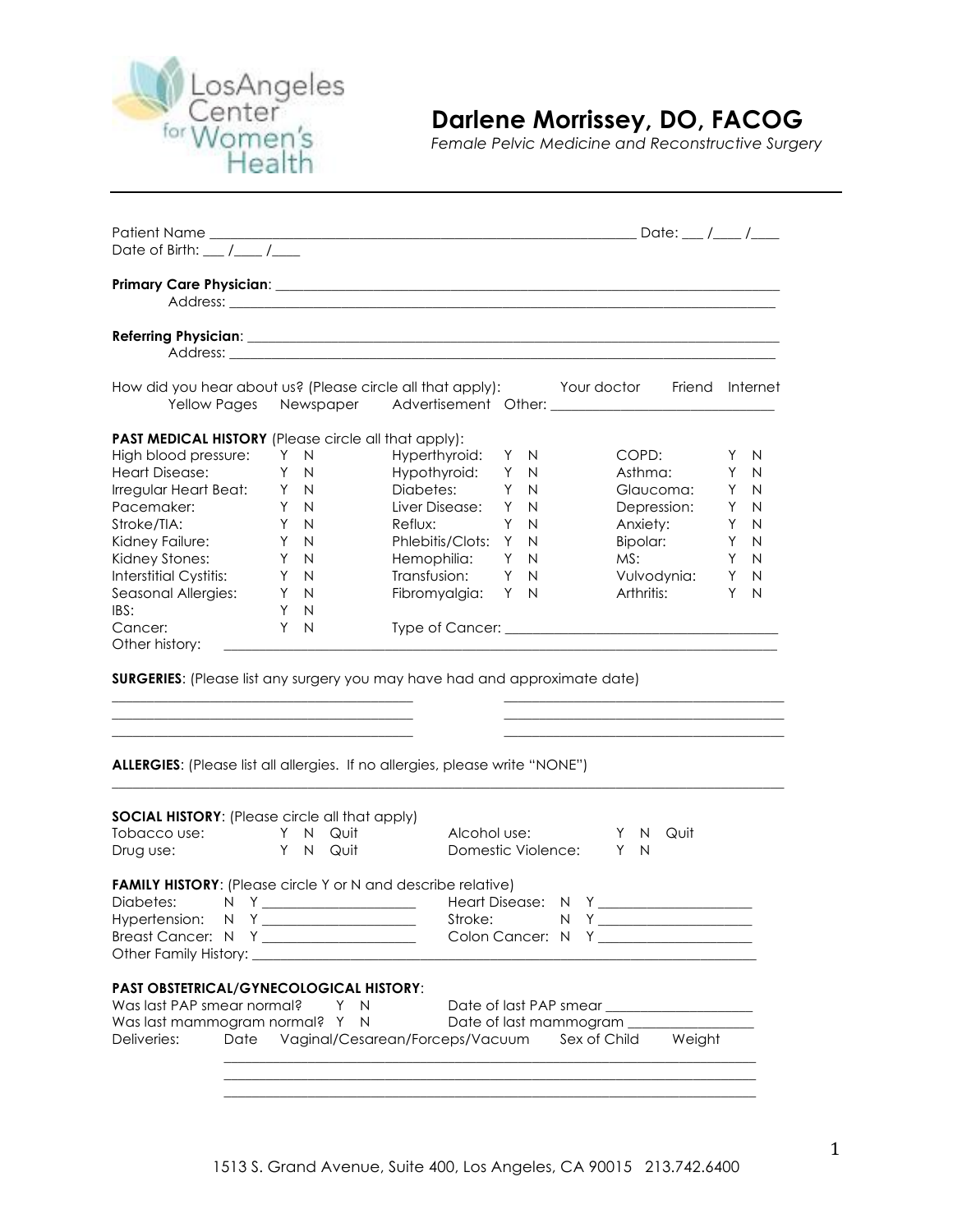Los Angeles Center for Women's Health

# Darlene Morrissey, DO, FACOG

*Female Pelvic Medicine and Reconstructive Surgery*

---

Patient Name ____________________________________________ Date: ___ /____ /____
Date of Birth: ___ /____ /____

**Primary Care Physician**: ____________________________________________
Address: ____________________________________________

**Referring Physician**: ____________________________________________
Address: ____________________________________________

How did you hear about us? (Please circle all that apply): Your doctor Friend Internet Yellow Pages Newspaper Advertisement Other: ______________________

**PAST MEDICAL HISTORY** (Please circle all that apply):

| | | | | | |
|---|---|---|---|---|---|
| High blood pressure: | Y N | Hyperthyroid: | Y N | COPD: | Y N |
| Heart Disease: | Y N | Hypothyroid: | Y N | Asthma: | Y N |
| Irregular Heart Beat: | Y N | Diabetes: | Y N | Glaucoma: | Y N |
| Pacemaker: | Y N | Liver Disease: | Y N | Depression: | Y N |
| Stroke/TIA: | Y N | Reflux: | Y N | Anxiety: | Y N |
| Kidney Failure: | Y N | Phlebitis/Clots: | Y N | Bipolar: | Y N |
| Kidney Stones: | Y N | Hemophilia: | Y N | MS: | Y N |
| Interstitial Cystitis: | Y N | Transfusion: | Y N | Vulvodynia: | Y N |
| Seasonal Allergies: | Y N | Fibromyalgia: | Y N | Arthritis: | Y N |
| IBS: | Y N | | | | |
| Cancer: | Y N | Type of Cancer: ______________________ | | | |

Other history: ____________________________________________

**SURGERIES**: (Please list any surgery you may have had and approximate date)

______________________ ______________________
______________________ ______________________
______________________ ______________________

**ALLERGIES**: (Please list all allergies. If no allergies, please write "NONE")

____________________________________________

**SOCIAL HISTORY**: (Please circle all that apply)

| | | | |
|---|---|---|---|
| Tobacco use: | Y N Quit | Alcohol use: | Y N Quit |
| Drug use: | Y N Quit | Domestic Violence: | Y N |

**FAMILY HISTORY**: (Please circle Y or N and describe relative)

| | | | |
|---|---|---|---|
| Diabetes: | N Y ______________ | Heart Disease: | N Y ______________ |
| Hypertension: | N Y ______________ | Stroke: | N Y ______________ |
| Breast Cancer: | N Y ______________ | Colon Cancer: | N Y ______________ |

Other Family History: ____________________________________________

**PAST OBSTETRICAL/GYNECOLOGICAL HISTORY**:

Was last PAP smear normal? Y N Date of last PAP smear ______________
Was last mammogram normal? Y N Date of last mammogram ______________

Deliveries: Date Vaginal/Cesarean/Forceps/Vacuum Sex of Child Weight

____________________________________________
____________________________________________
____________________________________________

1513 S. Grand Avenue, Suite 400, Los Angeles, CA 90015 213.742.6400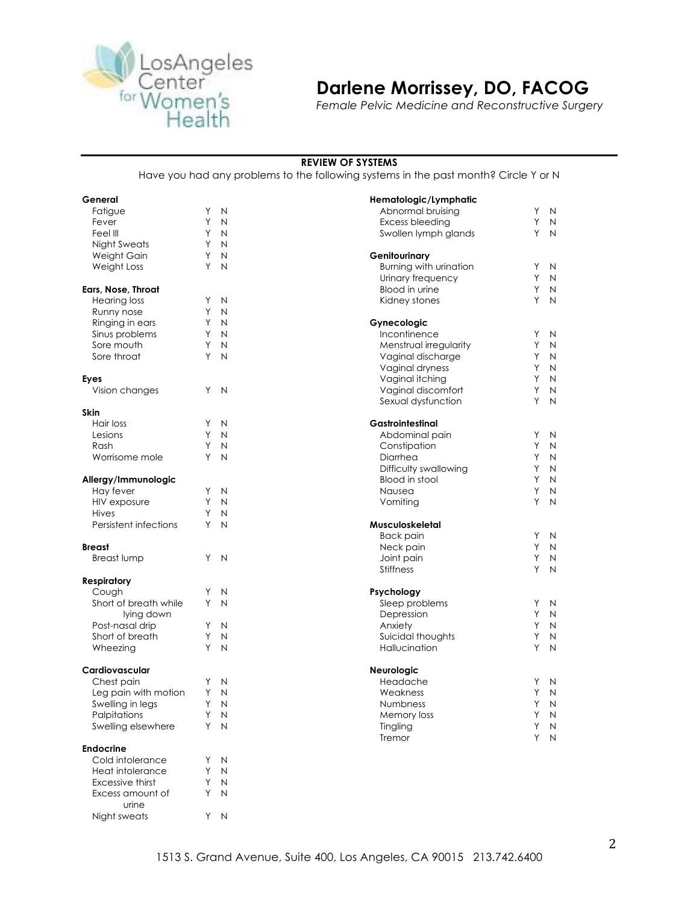LosAngeles Center for Women's Health

# Darlene Morrissey, DO, FACOG

*Female Pelvic Medicine and Reconstructive Surgery*

## REVIEW OF SYSTEMS

Have you had any problems to the following systems in the past month? Circle Y or N

**General**

| | | |
|---|---|---|
| Fatigue | Y | N |
| Fever | Y | N |
| Feel Ill | Y | N |
| Night Sweats | Y | N |
| Weight Gain | Y | N |
| Weight Loss | Y | N |

**Ears, Nose, Throat**

| | | |
|---|---|---|
| Hearing loss | Y | N |
| Runny nose | Y | N |
| Ringing in ears | Y | N |
| Sinus problems | Y | N |
| Sore mouth | Y | N |
| Sore throat | Y | N |

**Eyes**

| | | |
|---|---|---|
| Vision changes | Y | N |

**Skin**

| | | |
|---|---|---|
| Hair loss | Y | N |
| Lesions | Y | N |
| Rash | Y | N |
| Worrisome mole | Y | N |

**Allergy/Immunologic**

| | | |
|---|---|---|
| Hay fever | Y | N |
| HIV exposure | Y | N |
| Hives | Y | N |
| Persistent infections | Y | N |

**Breast**

| | | |
|---|---|---|
| Breast lump | Y | N |

**Respiratory**

| | | |
|---|---|---|
| Cough | Y | N |
| Short of breath while lying down | Y | N |
| Post-nasal drip | Y | N |
| Short of breath | Y | N |
| Wheezing | Y | N |

**Cardiovascular**

| | | |
|---|---|---|
| Chest pain | Y | N |
| Leg pain with motion | Y | N |
| Swelling in legs | Y | N |
| Palpitations | Y | N |
| Swelling elsewhere | Y | N |

**Endocrine**

| | | |
|---|---|---|
| Cold intolerance | Y | N |
| Heat intolerance | Y | N |
| Excessive thirst | Y | N |
| Excess amount of urine | Y | N |
| Night sweats | Y | N |

**Hematologic/Lymphatic**

| | | |
|---|---|---|
| Abnormal bruising | Y | N |
| Excess bleeding | Y | N |
| Swollen lymph glands | Y | N |

**Genitourinary**

| | | |
|---|---|---|
| Burning with urination | Y | N |
| Urinary frequency | Y | N |
| Blood in urine | Y | N |
| Kidney stones | Y | N |

**Gynecologic**

| | | |
|---|---|---|
| Incontinence | Y | N |
| Menstrual irregularity | Y | N |
| Vaginal discharge | Y | N |
| Vaginal dryness | Y | N |
| Vaginal itching | Y | N |
| Vaginal discomfort | Y | N |
| Sexual dysfunction | Y | N |

**Gastrointestinal**

| | | |
|---|---|---|
| Abdominal pain | Y | N |
| Constipation | Y | N |
| Diarrhea | Y | N |
| Difficulty swallowing | Y | N |
| Blood in stool | Y | N |
| Nausea | Y | N |
| Vomiting | Y | N |

**Musculoskeletal**

| | | |
|---|---|---|
| Back pain | Y | N |
| Neck pain | Y | N |
| Joint pain | Y | N |
| Stiffness | Y | N |

**Psychology**

| | | |
|---|---|---|
| Sleep problems | Y | N |
| Depression | Y | N |
| Anxiety | Y | N |
| Suicidal thoughts | Y | N |
| Hallucination | Y | N |

**Neurologic**

| | | |
|---|---|---|
| Headache | Y | N |
| Weakness | Y | N |
| Numbness | Y | N |
| Memory loss | Y | N |
| Tingling | Y | N |
| Tremor | Y | N |

1513 S. Grand Avenue, Suite 400, Los Angeles, CA 90015 213.742.6400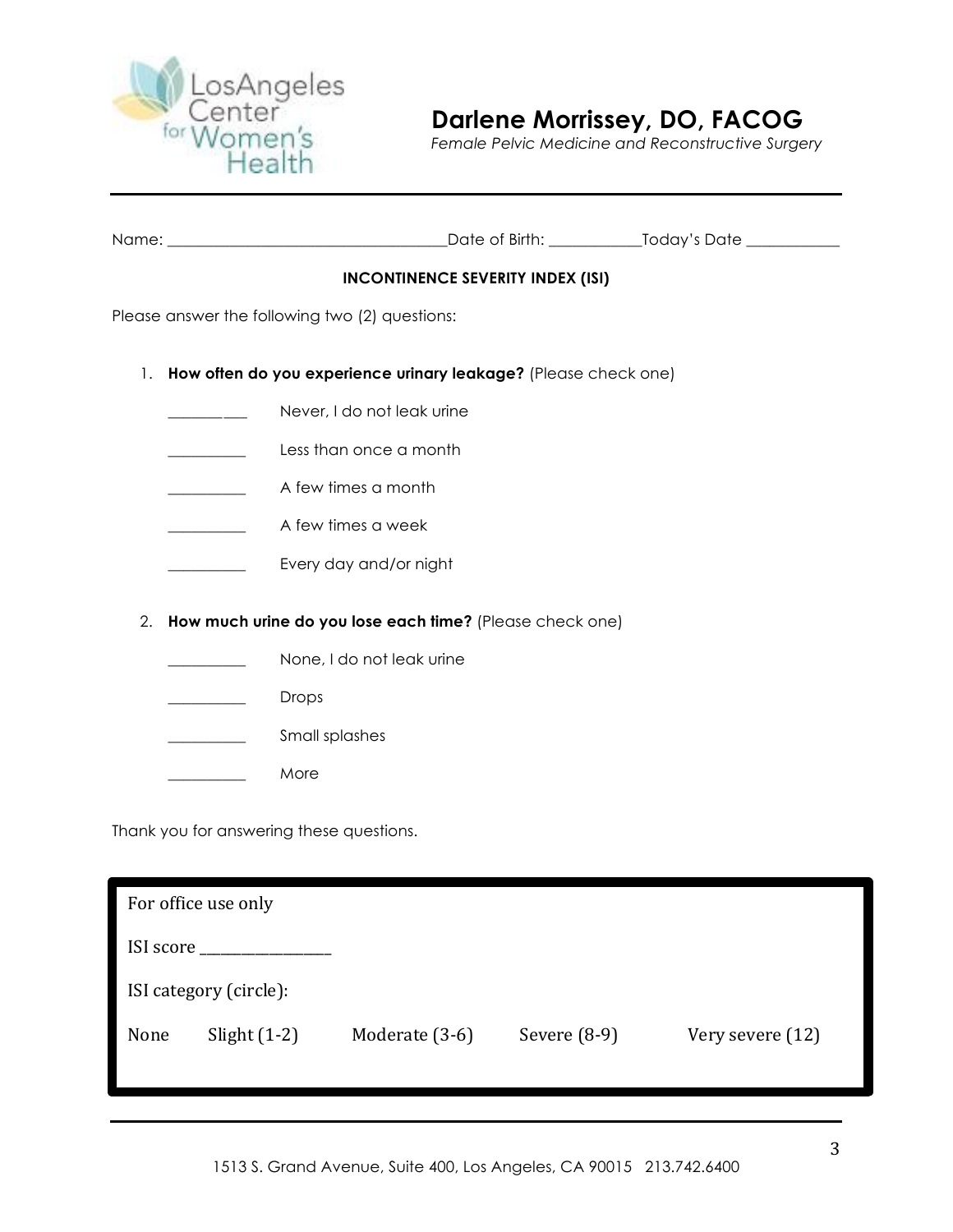Los Angeles Center for Women's Health

## Darlene Morrissey, DO, FACOG

*Female Pelvic Medicine and Reconstructive Surgery*

---

Name: ___________________________________Date of Birth: ___________Today's Date ___________

**INCONTINENCE SEVERITY INDEX (ISI)**

Please answer the following two (2) questions:

1. **How often do you experience urinary leakage?** (Please check one)

   __________ Never, I do not leak urine

   __________ Less than once a month

   __________ A few times a month

   __________ A few times a week

   __________ Every day and/or night

2. **How much urine do you lose each time?** (Please check one)

   __________ None, I do not leak urine

   __________ Drops

   __________ Small splashes

   __________ More

Thank you for answering these questions.

---

For office use only

ISI score ________________

ISI category (circle):

None Slight (1-2) Moderate (3-6) Severe (8-9) Very severe (12)

---

1513 S. Grand Avenue, Suite 400, Los Angeles, CA 90015 213.742.6400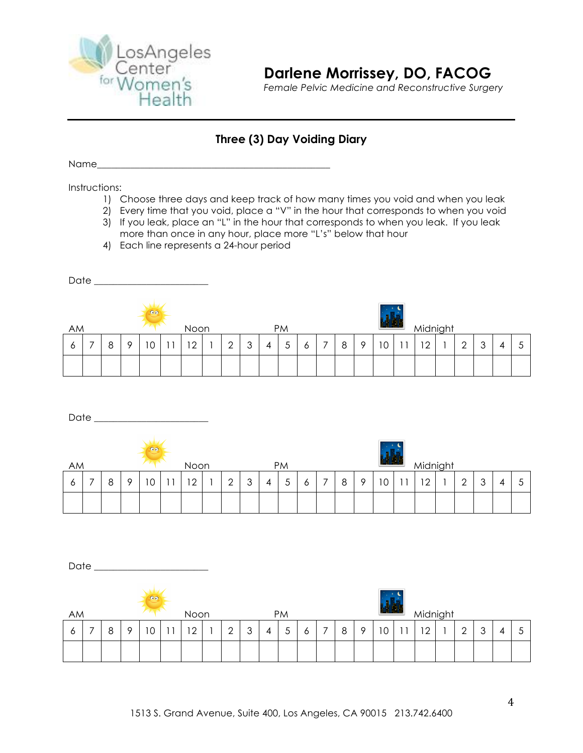LosAngeles Center for Women's Health

# Darlene Morrissey, DO, FACOG

*Female Pelvic Medicine and Reconstructive Surgery*

## Three (3) Day Voiding Diary

Name_______________________________________________

Instructions:

1) Choose three days and keep track of how many times you void and when you leak
2) Every time that you void, place a "V" in the hour that corresponds to when you void
3) If you leak, place an "L" in the hour that corresponds to when you leak. If you leak more than once in any hour, place more "L's" below that hour
4) Each line represents a 24-hour period

Date _______________________

AM Noon PM Midnight

| 6 | 7 | 8 | 9 | 10 | 11 | 12 | 1 | 2 | 3 | 4 | 5 | 6 | 7 | 8 | 9 | 10 | 11 | 12 | 1 | 2 | 3 | 4 | 5 |
|---|---|---|---|---|---|---|---|---|---|---|---|---|---|---|---|---|---|---|---|---|---|---|---|
| | | | | | | | | | | | | | | | | | | | | | | | |

Date _______________________

AM Noon PM Midnight

| 6 | 7 | 8 | 9 | 10 | 11 | 12 | 1 | 2 | 3 | 4 | 5 | 6 | 7 | 8 | 9 | 10 | 11 | 12 | 1 | 2 | 3 | 4 | 5 |
|---|---|---|---|---|---|---|---|---|---|---|---|---|---|---|---|---|---|---|---|---|---|---|---|
| | | | | | | | | | | | | | | | | | | | | | | | |

Date _______________________

AM Noon PM Midnight

| 6 | 7 | 8 | 9 | 10 | 11 | 12 | 1 | 2 | 3 | 4 | 5 | 6 | 7 | 8 | 9 | 10 | 11 | 12 | 1 | 2 | 3 | 4 | 5 |
|---|---|---|---|---|---|---|---|---|---|---|---|---|---|---|---|---|---|---|---|---|---|---|---|
| | | | | | | | | | | | | | | | | | | | | | | | |

1513 S. Grand Avenue, Suite 400, Los Angeles, CA 90015 213.742.6400